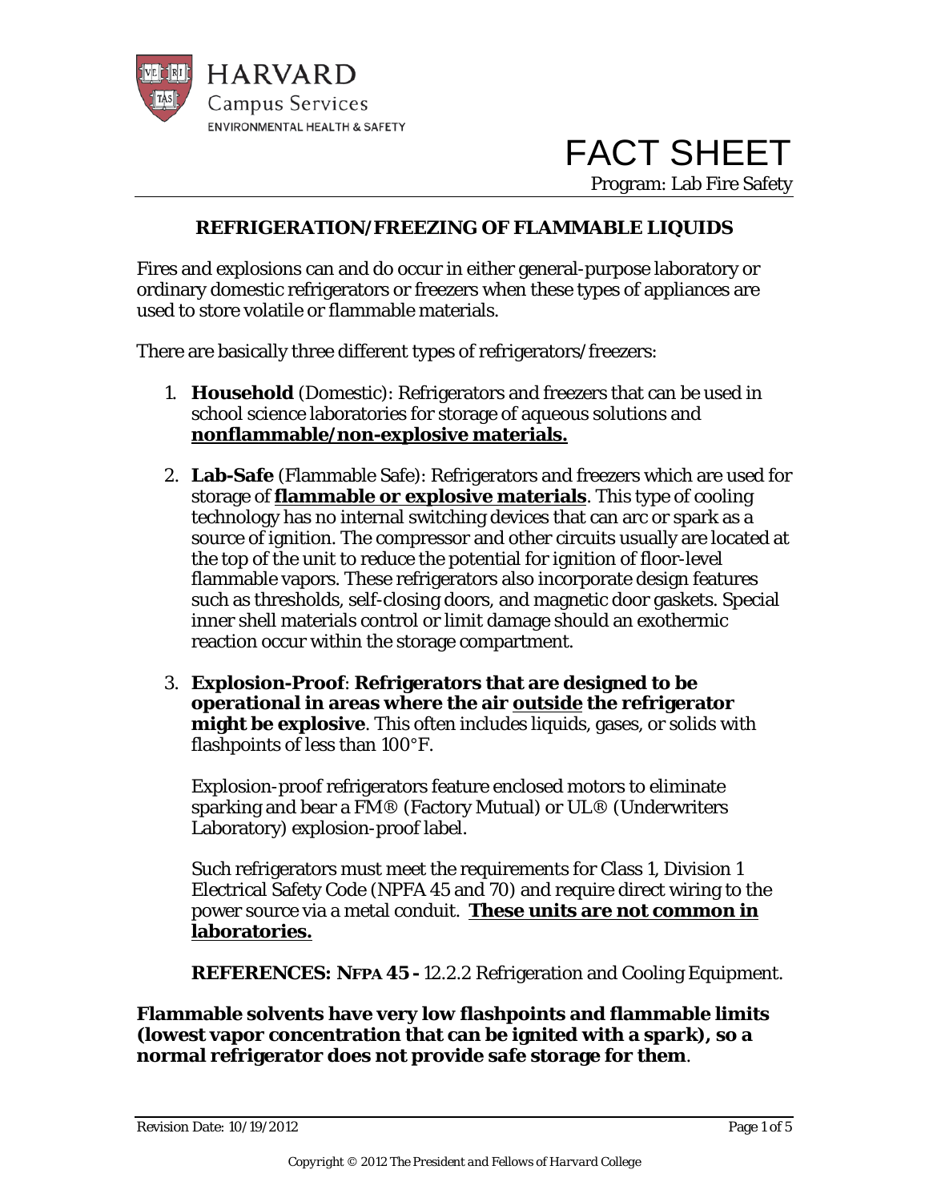HARVARD
Campus Services
ENVIRONMENTAL HEALTH & SAFETY

# FACT SHEET

Program: Lab Fire Safety

## REFRIGERATION/FREEZING OF FLAMMABLE LIQUIDS

Fires and explosions can and do occur in either general-purpose laboratory or ordinary domestic refrigerators or freezers when these types of appliances are used to store volatile or flammable materials.

There are basically three different types of refrigerators/freezers:

1. **Household** (Domestic): Refrigerators and freezers that can be used in school science laboratories for storage of aqueous solutions and **nonflammable/non-explosive materials.**

2. **Lab-Safe** (Flammable Safe): Refrigerators and freezers which are used for storage of **flammable or explosive materials**. This type of cooling technology has no internal switching devices that can arc or spark as a source of ignition. The compressor and other circuits usually are located at the top of the unit to reduce the potential for ignition of floor-level flammable vapors. These refrigerators also incorporate design features such as thresholds, self-closing doors, and magnetic door gaskets. Special inner shell materials control or limit damage should an exothermic reaction occur within the storage compartment.

3. **Explosion-Proof**: **Refrigerators that are designed to be operational in areas where the air outside the refrigerator might be explosive**. This often includes liquids, gases, or solids with flashpoints of less than 100°F.

   Explosion-proof refrigerators feature enclosed motors to eliminate sparking and bear a FM® (Factory Mutual) or UL® (Underwriters Laboratory) explosion-proof label.

   Such refrigerators must meet the requirements for Class 1, Division 1 Electrical Safety Code (NPFA 45 and 70) and require direct wiring to the power source via a metal conduit. **These units are not common in laboratories.**

   **REFERENCES: NFPA 45 -** 12.2.2 Refrigeration and Cooling Equipment.

**Flammable solvents have very low flashpoints and flammable limits (lowest vapor concentration that can be ignited with a spark), so a normal refrigerator does not provide safe storage for them**.

Revision Date: 10/19/2012

Copyright © 2012 The President and Fellows of Harvard College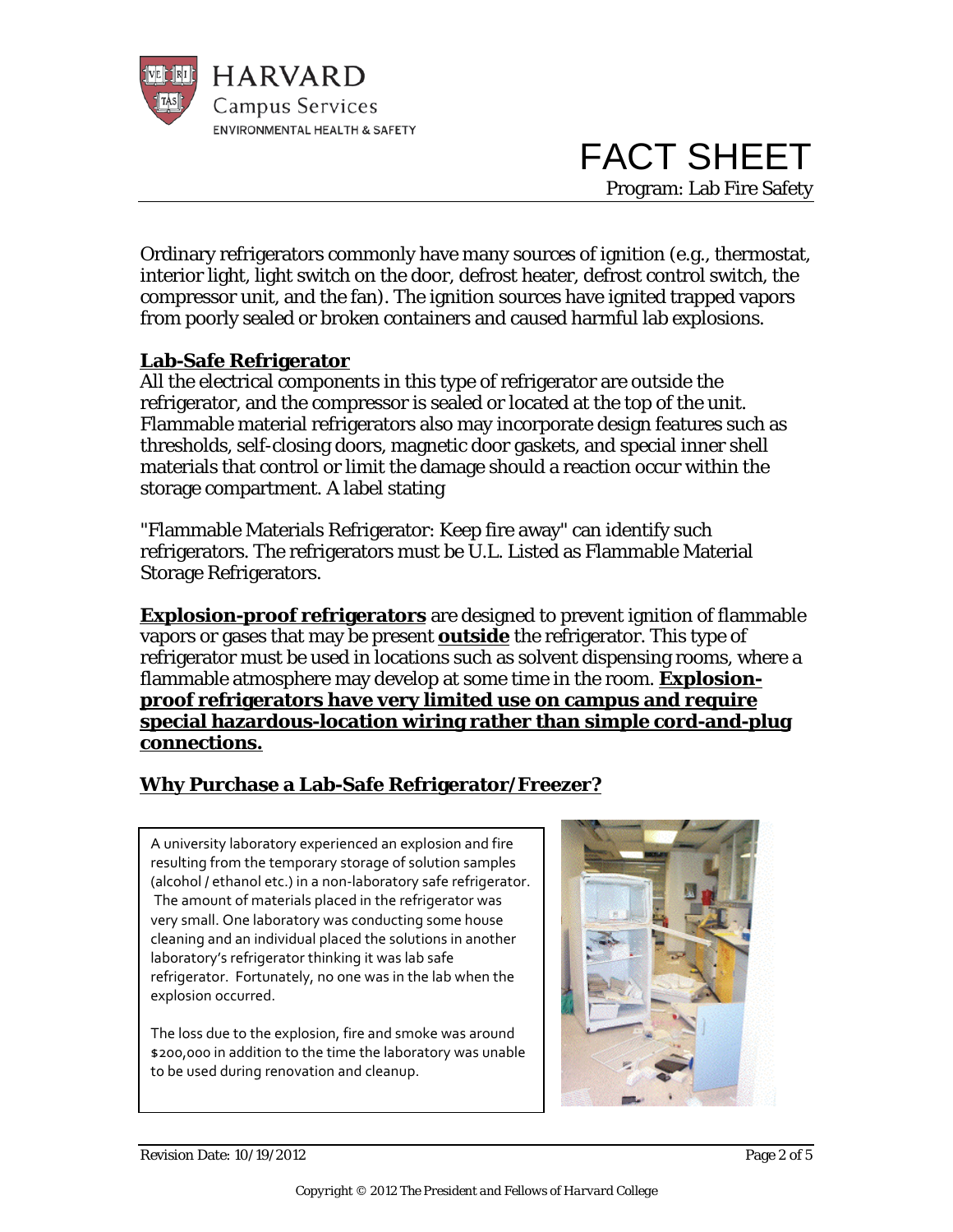Ordinary refrigerators commonly have many sources of ignition (e.g., thermostat, interior light, light switch on the door, defrost heater, defrost control switch, the compressor unit, and the fan). The ignition sources have ignited trapped vapors from poorly sealed or broken containers and caused harmful lab explosions.

## Lab-Safe Refrigerator

All the electrical components in this type of refrigerator are outside the refrigerator, and the compressor is sealed or located at the top of the unit. Flammable material refrigerators also may incorporate design features such as thresholds, self-closing doors, magnetic door gaskets, and special inner shell materials that control or limit the damage should a reaction occur within the storage compartment. A label stating

"Flammable Materials Refrigerator: Keep fire away" can identify such refrigerators. The refrigerators must be U.L. Listed as Flammable Material Storage Refrigerators.

**Explosion-proof refrigerators** are designed to prevent ignition of flammable vapors or gases that may be present **outside** the refrigerator. This type of refrigerator must be used in locations such as solvent dispensing rooms, where a flammable atmosphere may develop at some time in the room. **Explosion-proof refrigerators have very limited use on campus and require special hazardous-location wiring rather than simple cord-and-plug connections.**

## Why Purchase a Lab-Safe Refrigerator/Freezer?

A university laboratory experienced an explosion and fire resulting from the temporary storage of solution samples (alcohol / ethanol etc.) in a non-laboratory safe refrigerator. The amount of materials placed in the refrigerator was very small. One laboratory was conducting some house cleaning and an individual placed the solutions in another laboratory's refrigerator thinking it was lab safe refrigerator. Fortunately, no one was in the lab when the explosion occurred.

The loss due to the explosion, fire and smoke was around $200,000 in addition to the time the laboratory was unable to be used during renovation and cleanup.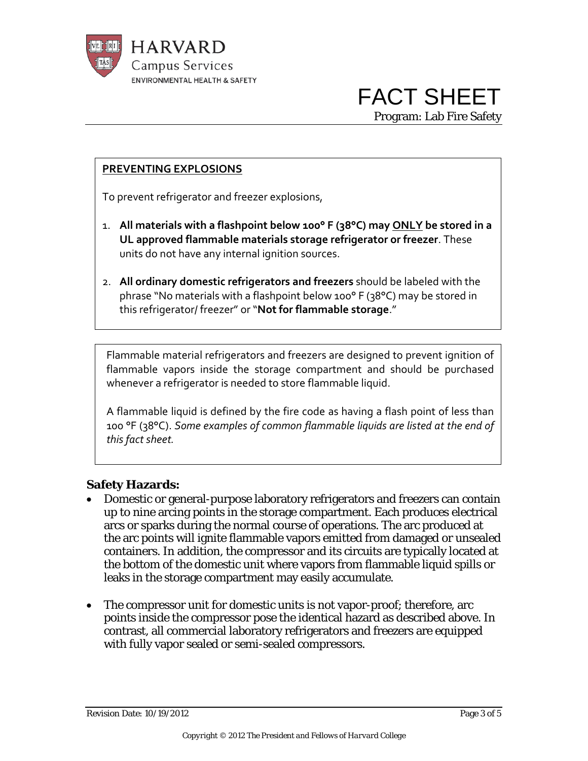# FACT SHEET

Program: Lab Fire Safety

**PREVENTING EXPLOSIONS**

To prevent refrigerator and freezer explosions,

1. **All materials with a flashpoint below 100° F (38°C) may ONLY be stored in a UL approved flammable materials storage refrigerator or freezer**. These units do not have any internal ignition sources.
2. **All ordinary domestic refrigerators and freezers** should be labeled with the phrase "No materials with a flashpoint below 100° F (38°C) may be stored in this refrigerator/ freezer" or "**Not for flammable storage**."

Flammable material refrigerators and freezers are designed to prevent ignition of flammable vapors inside the storage compartment and should be purchased whenever a refrigerator is needed to store flammable liquid.

A flammable liquid is defined by the fire code as having a flash point of less than 100 °F (38°C). *Some examples of common flammable liquids are listed at the end of this fact sheet.*

## Safety Hazards:

- Domestic or general-purpose laboratory refrigerators and freezers can contain up to nine arcing points in the storage compartment. Each produces electrical arcs or sparks during the normal course of operations. The arc produced at the arc points will ignite flammable vapors emitted from damaged or unsealed containers. In addition, the compressor and its circuits are typically located at the bottom of the domestic unit where vapors from flammable liquid spills or leaks in the storage compartment may easily accumulate.
- The compressor unit for domestic units is not vapor-proof; therefore, arc points inside the compressor pose the identical hazard as described above. In contrast, all commercial laboratory refrigerators and freezers are equipped with fully vapor sealed or semi-sealed compressors.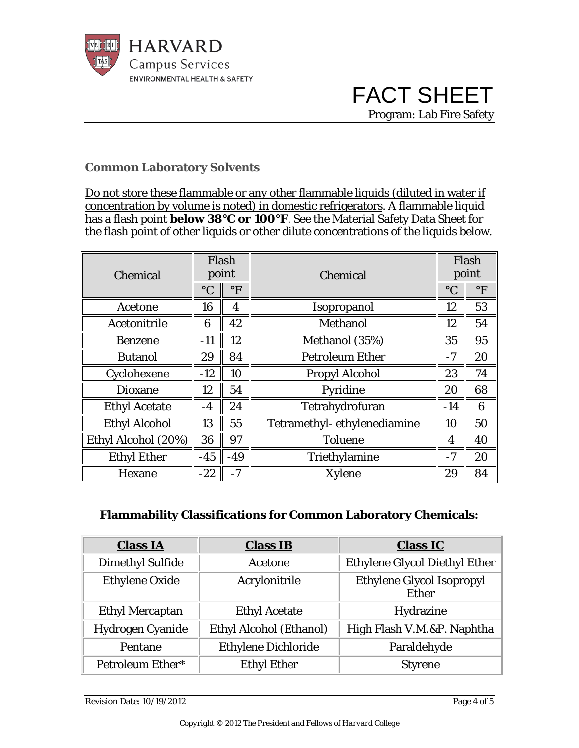FACT SHEET

Program: Lab Fire Safety

## Common Laboratory Solvents

Do not store these flammable or any other flammable liquids (diluted in water if concentration by volume is noted) in domestic refrigerators. A flammable liquid has a flash point **below 38°C or 100°F**. See the Material Safety Data Sheet for the flash point of other liquids or other dilute concentrations of the liquids below.

| Chemical | Flash point | | Chemical | Flash point | |
|---|---|---|---|---|---|
| | °C | °F | | °C | °F |
| Acetone | 16 | 4 | Isopropanol | 12 | 53 |
| Acetonitrile | 6 | 42 | Methanol | 12 | 54 |
| Benzene | -11 | 12 | Methanol (35%) | 35 | 95 |
| Butanol | 29 | 84 | Petroleum Ether | -7 | 20 |
| Cyclohexene | -12 | 10 | Propyl Alcohol | 23 | 74 |
| Dioxane | 12 | 54 | Pyridine | 20 | 68 |
| Ethyl Acetate | -4 | 24 | Tetrahydrofuran | -14 | 6 |
| Ethyl Alcohol | 13 | 55 | Tetramethyl- ethylenediamine | 10 | 50 |
| Ethyl Alcohol (20%) | 36 | 97 | Toluene | 4 | 40 |
| Ethyl Ether | -45 | -49 | Triethylamine | -7 | 20 |
| Hexane | -22 | -7 | Xylene | 29 | 84 |

### Flammability Classifications for Common Laboratory Chemicals:

| Class IA | Class IB | Class IC |
|---|---|---|
| Dimethyl Sulfide | Acetone | Ethylene Glycol Diethyl Ether |
| Ethylene Oxide | Acrylonitrile | Ethylene Glycol Isopropyl Ether |
| Ethyl Mercaptan | Ethyl Acetate | Hydrazine |
| Hydrogen Cyanide | Ethyl Alcohol (Ethanol) | High Flash V.M.&P. Naphtha |
| Pentane | Ethylene Dichloride | Paraldehyde |
| Petroleum Ether* | Ethyl Ether | Styrene |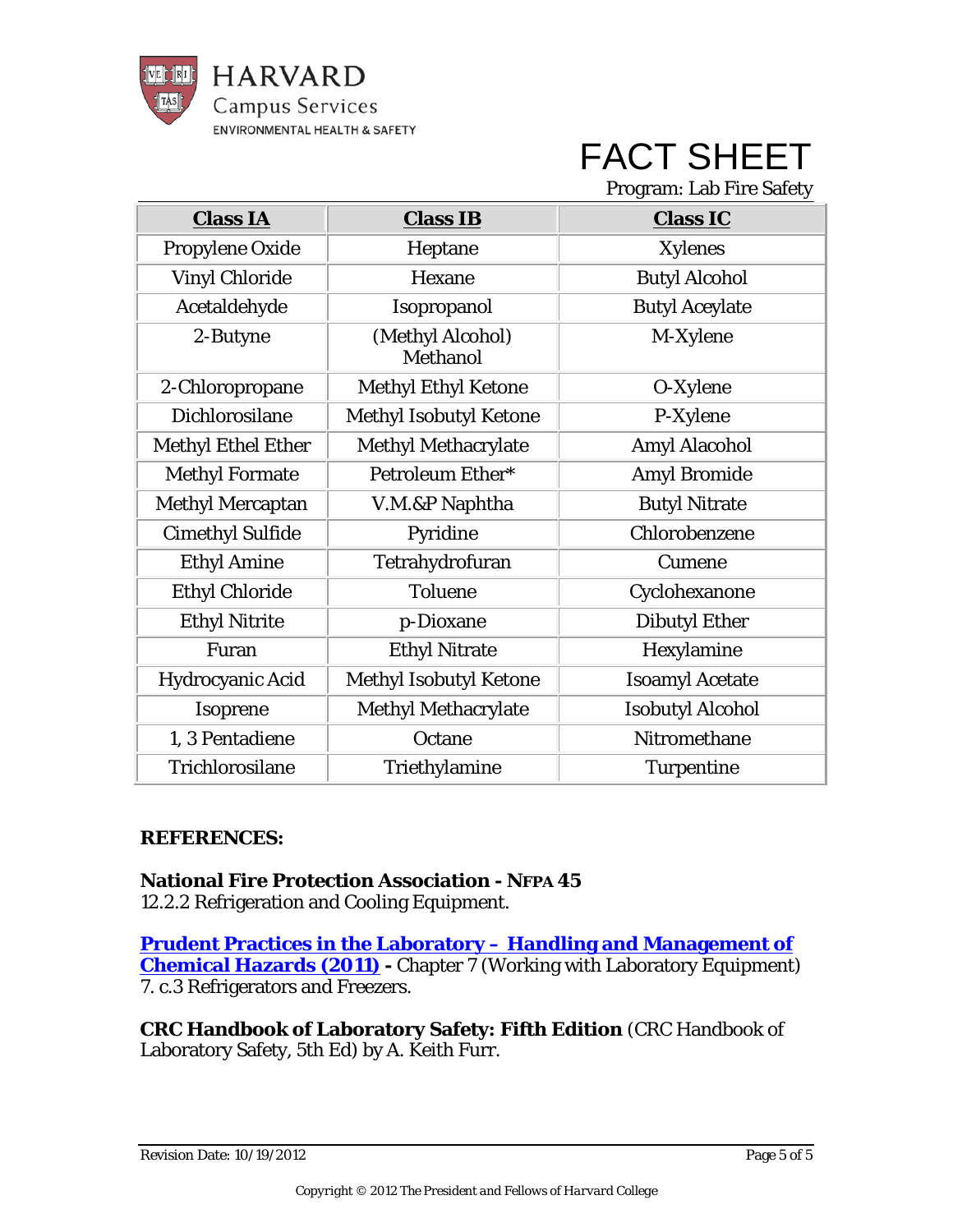# FACT SHEET

Program: Lab Fire Safety

| **Class IA** | **Class IB** | **Class IC** |
|---|---|---|
| Propylene Oxide | Heptane | Xylenes |
| Vinyl Chloride | Hexane | Butyl Alcohol |
| Acetaldehyde | Isopropanol | Butyl Aceylate |
| 2-Butyne | (Methyl Alcohol) Methanol | M-Xylene |
| 2-Chloropropane | Methyl Ethyl Ketone | O-Xylene |
| Dichlorosilane | Methyl Isobutyl Ketone | P-Xylene |
| Methyl Ethel Ether | Methyl Methacrylate | Amyl Alacohol |
| Methyl Formate | Petroleum Ether* | Amyl Bromide |
| Methyl Mercaptan | V.M.&P Naphtha | Butyl Nitrate |
| Cimethyl Sulfide | Pyridine | Chlorobenzene |
| Ethyl Amine | Tetrahydrofuran | Cumene |
| Ethyl Chloride | Toluene | Cyclohexanone |
| Ethyl Nitrite | p-Dioxane | Dibutyl Ether |
| Furan | Ethyl Nitrate | Hexylamine |
| Hydrocyanic Acid | Methyl Isobutyl Ketone | Isoamyl Acetate |
| Isoprene | Methyl Methacrylate | Isobutyl Alcohol |
| 1, 3 Pentadiene | Octane | Nitromethane |
| Trichlorosilane | Triethylamine | Turpentine |

**REFERENCES:**

**National Fire Protection Association - NFPA 45**
12.2.2 Refrigeration and Cooling Equipment.

**Prudent Practices in the Laboratory – Handling and Management of Chemical Hazards (2011) -** Chapter 7 (Working with Laboratory Equipment) 7. c.3 Refrigerators and Freezers.

**CRC Handbook of Laboratory Safety: Fifth Edition** (CRC Handbook of Laboratory Safety, 5th Ed) by A. Keith Furr.

Revision Date: 10/19/2012

Copyright © 2012 The President and Fellows of Harvard College